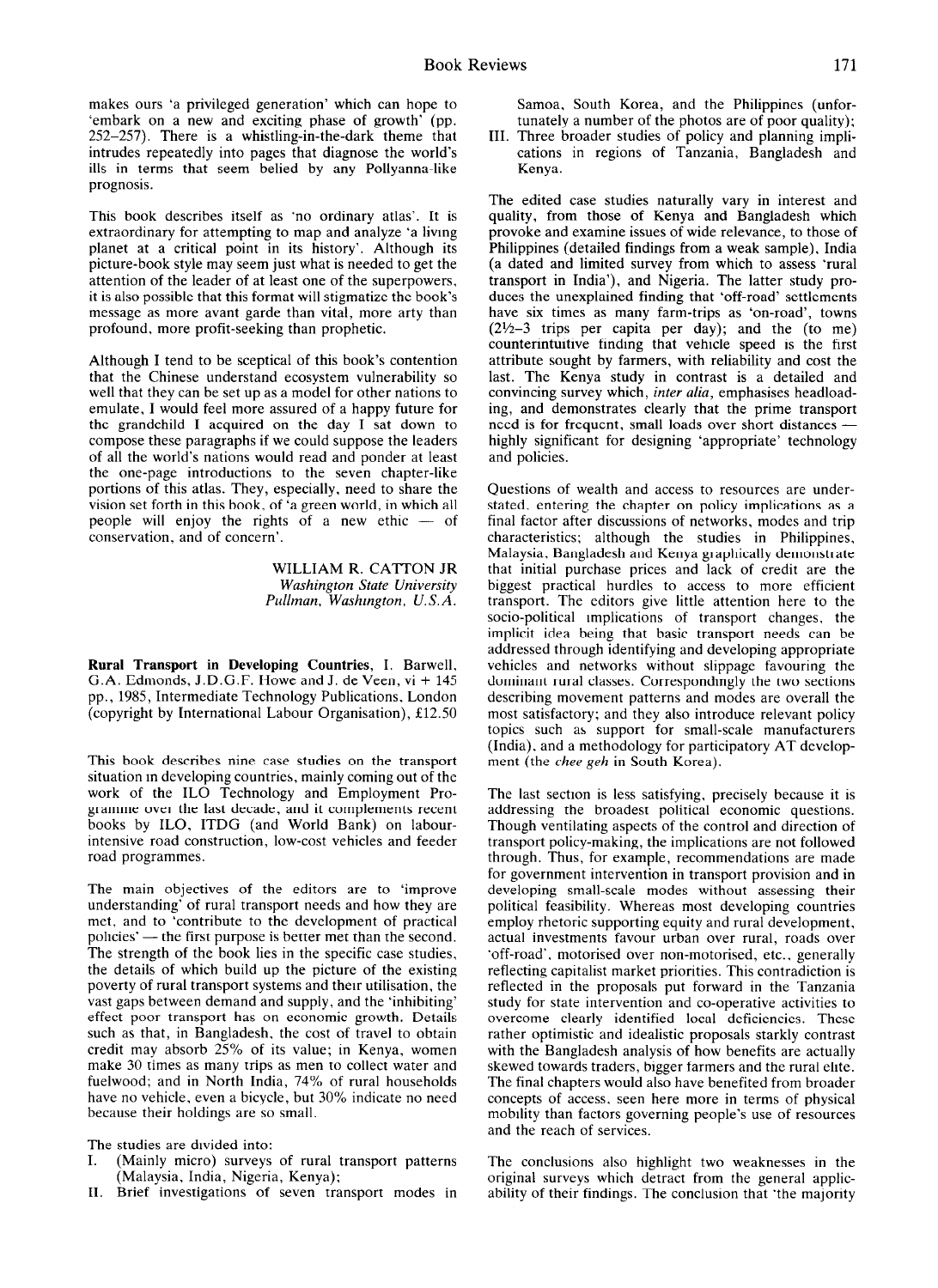makes ours 'a privileged generation' which can hope to 'embark on a new and exciting phase of growth' (pp. 252–257). There is a whistling-in-the-dark theme that intrudes repeatedly into pages that diagnose the world's ills in terms that seem belied by any Pollyanna-like prognosis.

This book describes itself as 'no ordinary atlas'. It is extraordinary for attempting to map and analyze 'a living planet at a critical point in its history'. Although its picture-book style may seem just what is needed to get the attention of the leader of at least one of the superpowers, it is also possible that this format will stigmatize the book's message as more avant garde than vital, more arty than profound, more profit-seeking than prophetic.

Although I tend to be sceptical of this book's contention that the Chinese understand ecosystem vulnerability so well that they can be set up as a model for other nations to emulate, I would feel more assured of a happy future for the grandchild I acquired on the day I sat down to compose these paragraphs if we could suppose the leaders of all the world's nations would read and ponder at least the one-page introductions to the seven chapter-like portions of this atlas. They, especially, need to share the vision set forth in this book, of 'a green world, in which all people will enjoy the rights of a new ethic — of conservation, and of concern'.

WILLIAM R. CATTON JR
*Washington State University*
*Pullman, Washington, U.S.A.*

**Rural Transport in Developing Countries**, I. Barwell, G.A. Edmonds, J.D.G.F. Howe and J. de Veen, vi + 145 pp., 1985, Intermediate Technology Publications, London (copyright by International Labour Organisation), £12.50

This book describes nine case studies on the transport situation in developing countries, mainly coming out of the work of the ILO Technology and Employment Programme over the last decade, and it complements recent books by ILO, ITDG (and World Bank) on labour-intensive road construction, low-cost vehicles and feeder road programmes.

The main objectives of the editors are to 'improve understanding' of rural transport needs and how they are met, and to 'contribute to the development of practical policies' — the first purpose is better met than the second. The strength of the book lies in the specific case studies, the details of which build up the picture of the existing poverty of rural transport systems and their utilisation, the vast gaps between demand and supply, and the 'inhibiting' effect poor transport has on economic growth. Details such as that, in Bangladesh, the cost of travel to obtain credit may absorb 25% of its value; in Kenya, women make 30 times as many trips as men to collect water and fuelwood; and in North India, 74% of rural households have no vehicle, even a bicycle, but 30% indicate no need because their holdings are so small.

The studies are divided into:

I. (Mainly micro) surveys of rural transport patterns (Malaysia, India, Nigeria, Kenya);
II. Brief investigations of seven transport modes in Samoa, South Korea, and the Philippines (unfortunately a number of the photos are of poor quality);
III. Three broader studies of policy and planning implications in regions of Tanzania, Bangladesh and Kenya.

The edited case studies naturally vary in interest and quality, from those of Kenya and Bangladesh which provoke and examine issues of wide relevance, to those of Philippines (detailed findings from a weak sample), India (a dated and limited survey from which to assess 'rural transport in India'), and Nigeria. The latter study produces the unexplained finding that 'off-road' settlements have six times as many farm-trips as 'on-road', towns (2½–3 trips per capita per day); and the (to me) counterintuitive finding that vehicle speed is the first attribute sought by farmers, with reliability and cost the last. The Kenya study in contrast is a detailed and convincing survey which, *inter alia*, emphasises headloading, and demonstrates clearly that the prime transport need is for frequent, small loads over short distances — highly significant for designing 'appropriate' technology and policies.

Questions of wealth and access to resources are understated, entering the chapter on policy implications as a final factor after discussions of networks, modes and trip characteristics; although the studies in Philippines, Malaysia, Bangladesh and Kenya graphically demonstrate that initial purchase prices and lack of credit are the biggest practical hurdles to access to more efficient transport. The editors give little attention here to the socio-political implications of transport changes, the implicit idea being that basic transport needs can be addressed through identifying and developing appropriate vehicles and networks without slippage favouring the dominant rural classes. Correspondingly the two sections describing movement patterns and modes are overall the most satisfactory; and they also introduce relevant policy topics such as support for small-scale manufacturers (India), and a methodology for participatory AT development (the *chee geh* in South Korea).

The last section is less satisfying, precisely because it is addressing the broadest political economic questions. Though ventilating aspects of the control and direction of transport policy-making, the implications are not followed through. Thus, for example, recommendations are made for government intervention in transport provision and in developing small-scale modes without assessing their political feasibility. Whereas most developing countries employ rhetoric supporting equity and rural development, actual investments favour urban over rural, roads over 'off-road', motorised over non-motorised, etc., generally reflecting capitalist market priorities. This contradiction is reflected in the proposals put forward in the Tanzania study for state intervention and co-operative activities to overcome clearly identified local deficiencies. These rather optimistic and idealistic proposals starkly contrast with the Bangladesh analysis of how benefits are actually skewed towards traders, bigger farmers and the rural elite. The final chapters would also have benefited from broader concepts of access, seen here more in terms of physical mobility than factors governing people's use of resources and the reach of services.

The conclusions also highlight two weaknesses in the original surveys which detract from the general applicability of their findings. The conclusion that 'the majority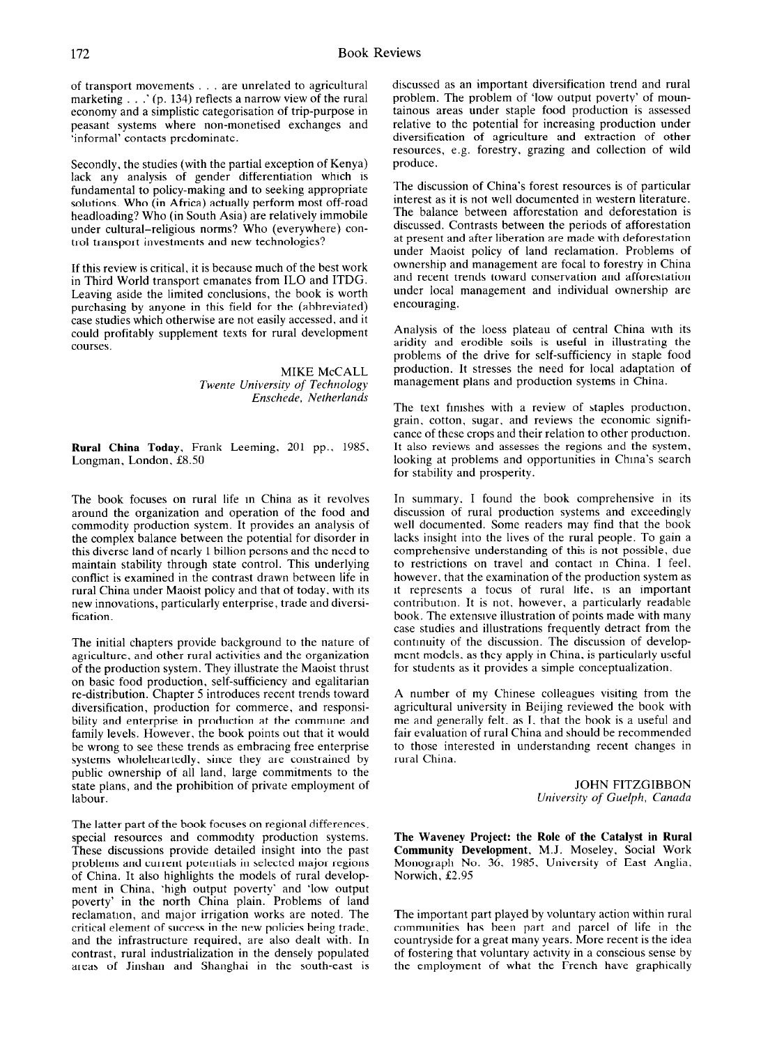of transport movements . . . are unrelated to agricultural marketing . . .' (p. 134) reflects a narrow view of the rural economy and a simplistic categorisation of trip-purpose in peasant systems where non-monetised exchanges and 'informal' contacts predominate.

Secondly, the studies (with the partial exception of Kenya) lack any analysis of gender differentiation which is fundamental to policy-making and to seeking appropriate solutions. Who (in Africa) actually perform most off-road headloading? Who (in South Asia) are relatively immobile under cultural–religious norms? Who (everywhere) control transport investments and new technologies?

If this review is critical, it is because much of the best work in Third World transport emanates from ILO and ITDG. Leaving aside the limited conclusions, the book is worth purchasing by anyone in this field for the (abbreviated) case studies which otherwise are not easily accessed, and it could profitably supplement texts for rural development courses.

MIKE McCALL
*Twente University of Technology*
*Enschede, Netherlands*

**Rural China Today**, Frank Leeming, 201 pp., 1985, Longman, London, £8.50

The book focuses on rural life in China as it revolves around the organization and operation of the food and commodity production system. It provides an analysis of the complex balance between the potential for disorder in this diverse land of nearly 1 billion persons and the need to maintain stability through state control. This underlying conflict is examined in the contrast drawn between life in rural China under Maoist policy and that of today, with its new innovations, particularly enterprise, trade and diversification.

The initial chapters provide background to the nature of agriculture, and other rural activities and the organization of the production system. They illustrate the Maoist thrust on basic food production, self-sufficiency and egalitarian re-distribution. Chapter 5 introduces recent trends toward diversification, production for commerce, and responsibility and enterprise in production at the commune and family levels. However, the book points out that it would be wrong to see these trends as embracing free enterprise systems wholeheartedly, since they are constrained by public ownership of all land, large commitments to the state plans, and the prohibition of private employment of labour.

The latter part of the book focuses on regional differences, special resources and commodity production systems. These discussions provide detailed insight into the past problems and current potentials in selected major regions of China. It also highlights the models of rural development in China, 'high output poverty' and 'low output poverty' in the north China plain. Problems of land reclamation, and major irrigation works are noted. The critical element of success in the new policies being trade, and the infrastructure required, are also dealt with. In contrast, rural industrialization in the densely populated areas of Jinshan and Shanghai in the south-east is discussed as an important diversification trend and rural problem. The problem of 'low output poverty' of mountainous areas under staple food production is assessed relative to the potential for increasing production under diversification of agriculture and extraction of other resources, e.g. forestry, grazing and collection of wild produce.

The discussion of China's forest resources is of particular interest as it is not well documented in western literature. The balance between afforestation and deforestation is discussed. Contrasts between the periods of afforestation at present and after liberation are made with deforestation under Maoist policy of land reclamation. Problems of ownership and management are focal to forestry in China and recent trends toward conservation and afforestation under local management and individual ownership are encouraging.

Analysis of the loess plateau of central China with its aridity and erodible soils is useful in illustrating the problems of the drive for self-sufficiency in staple food production. It stresses the need for local adaptation of management plans and production systems in China.

The text finishes with a review of staples production, grain, cotton, sugar, and reviews the economic significance of these crops and their relation to other production. It also reviews and assesses the regions and the system, looking at problems and opportunities in China's search for stability and prosperity.

In summary, I found the book comprehensive in its discussion of rural production systems and exceedingly well documented. Some readers may find that the book lacks insight into the lives of the rural people. To gain a comprehensive understanding of this is not possible, due to restrictions on travel and contact in China. I feel, however, that the examination of the production system as it represents a focus of rural life, is an important contribution. It is not, however, a particularly readable book. The extensive illustration of points made with many case studies and illustrations frequently detract from the continuity of the discussion. The discussion of development models, as they apply in China, is particularly useful for students as it provides a simple conceptualization.

A number of my Chinese colleagues visiting from the agricultural university in Beijing reviewed the book with me and generally felt, as I, that the book is a useful and fair evaluation of rural China and should be recommended to those interested in understanding recent changes in rural China.

JOHN FITZGIBBON
*University of Guelph, Canada*

**The Waveney Project: the Role of the Catalyst in Rural Community Development**, M.J. Moseley, Social Work Monograph No. 36, 1985, University of East Anglia, Norwich, £2.95

The important part played by voluntary action within rural communities has been part and parcel of life in the countryside for a great many years. More recent is the idea of fostering that voluntary activity in a conscious sense by the employment of what the French have graphically